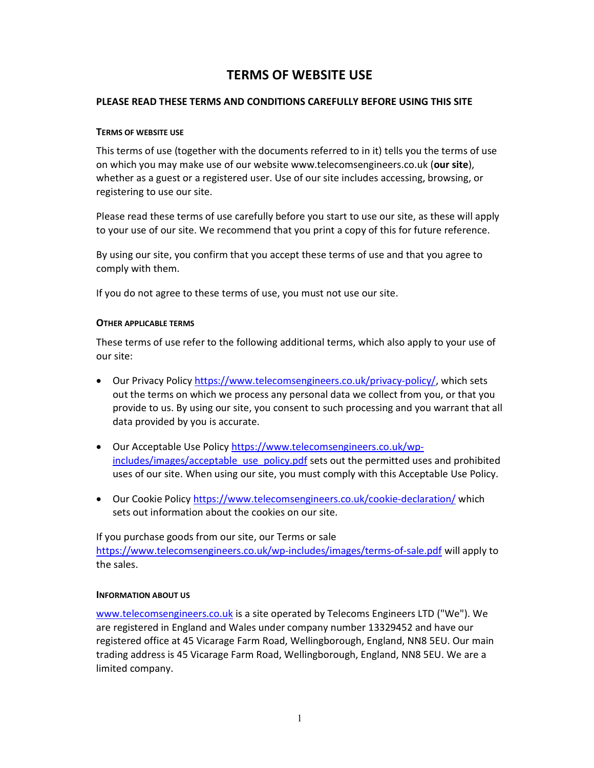# TERMS OF WEBSITE USE

## PLEASE READ THESE TERMS AND CONDITIONS CAREFULLY BEFORE USING THIS SITE

### TERMS OF WEBSITE USE

This terms of use (together with the documents referred to in it) tells you the terms of use on which you may make use of our website www.telecomsengineers.co.uk (**our site**), whether as a guest or a registered user. Use of our site includes accessing, browsing, or registering to use our site.

Please read these terms of use carefully before you start to use our site, as these will apply to your use of our site. We recommend that you print a copy of this for future reference.

By using our site, you confirm that you accept these terms of use and that you agree to comply with them.

If you do not agree to these terms of use, you must not use our site.

### OTHER APPLICABLE TERMS

These terms of use refer to the following additional terms, which also apply to your use of our site:

- Our Privacy Policy https://www.telecomsengineers.co.uk/privacy-policy/, which sets out the terms on which we process any personal data we collect from you, or that you provide to us. By using our site, you consent to such processing and you warrant that all data provided by you is accurate.

- Our Acceptable Use Policy https://www.telecomsengineers.co.uk/wp-includes/images/acceptable_use_policy.pdf sets out the permitted uses and prohibited uses of our site. When using our site, you must comply with this Acceptable Use Policy.

- Our Cookie Policy https://www.telecomsengineers.co.uk/cookie-declaration/ which sets out information about the cookies on our site.

If you purchase goods from our site, our Terms or sale https://www.telecomsengineers.co.uk/wp-includes/images/terms-of-sale.pdf will apply to the sales.

### INFORMATION ABOUT US

www.telecomsengineers.co.uk is a site operated by Telecoms Engineers LTD ("We"). We are registered in England and Wales under company number 13329452 and have our registered office at 45 Vicarage Farm Road, Wellingborough, England, NN8 5EU. Our main trading address is 45 Vicarage Farm Road, Wellingborough, England, NN8 5EU. We are a limited company.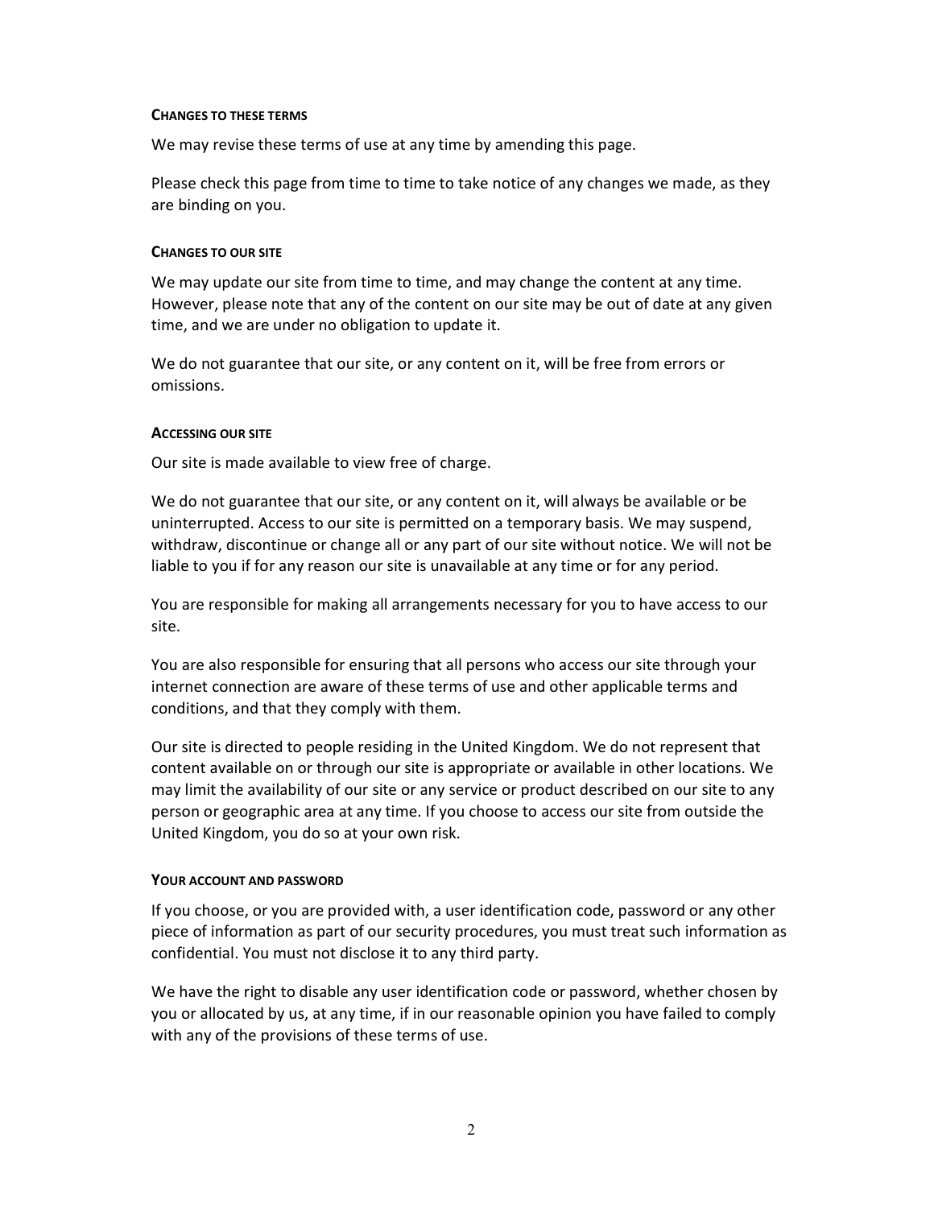#### CHANGES TO THESE TERMS

We may revise these terms of use at any time by amending this page.

Please check this page from time to time to take notice of any changes we made, as they are binding on you.

#### CHANGES TO OUR SITE

We may update our site from time to time, and may change the content at any time. However, please note that any of the content on our site may be out of date at any given time, and we are under no obligation to update it.

We do not guarantee that our site, or any content on it, will be free from errors or omissions.

#### ACCESSING OUR SITE

Our site is made available to view free of charge.

We do not guarantee that our site, or any content on it, will always be available or be uninterrupted. Access to our site is permitted on a temporary basis. We may suspend, withdraw, discontinue or change all or any part of our site without notice. We will not be liable to you if for any reason our site is unavailable at any time or for any period.

You are responsible for making all arrangements necessary for you to have access to our site.

You are also responsible for ensuring that all persons who access our site through your internet connection are aware of these terms of use and other applicable terms and conditions, and that they comply with them.

Our site is directed to people residing in the United Kingdom. We do not represent that content available on or through our site is appropriate or available in other locations. We may limit the availability of our site or any service or product described on our site to any person or geographic area at any time. If you choose to access our site from outside the United Kingdom, you do so at your own risk.

#### YOUR ACCOUNT AND PASSWORD

If you choose, or you are provided with, a user identification code, password or any other piece of information as part of our security procedures, you must treat such information as confidential. You must not disclose it to any third party.

We have the right to disable any user identification code or password, whether chosen by you or allocated by us, at any time, if in our reasonable opinion you have failed to comply with any of the provisions of these terms of use.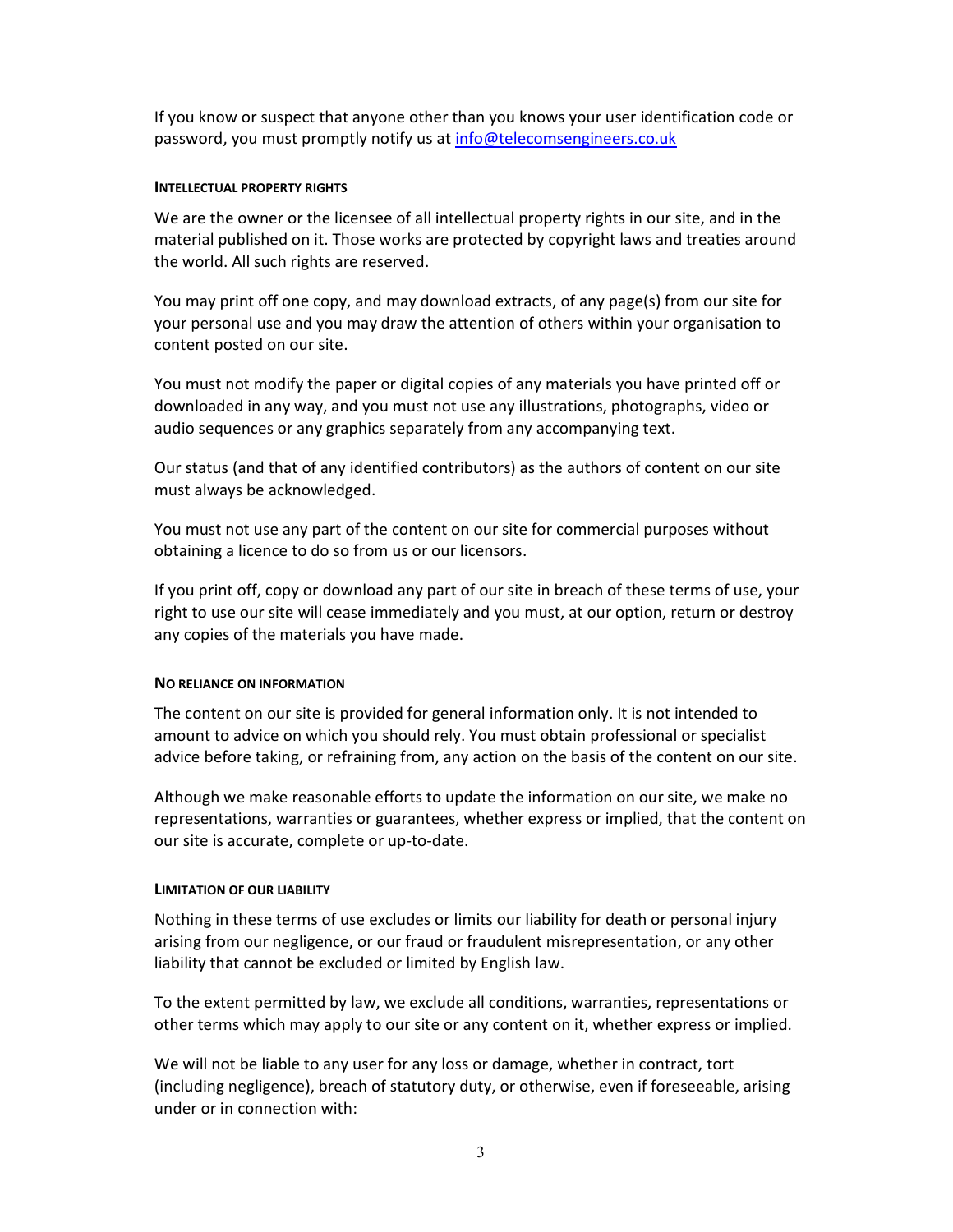If you know or suspect that anyone other than you knows your user identification code or password, you must promptly notify us at [info@telecomsengineers.co.uk](mailto:info@telecomsengineers.co.uk)

#### INTELLECTUAL PROPERTY RIGHTS

We are the owner or the licensee of all intellectual property rights in our site, and in the material published on it. Those works are protected by copyright laws and treaties around the world. All such rights are reserved.

You may print off one copy, and may download extracts, of any page(s) from our site for your personal use and you may draw the attention of others within your organisation to content posted on our site.

You must not modify the paper or digital copies of any materials you have printed off or downloaded in any way, and you must not use any illustrations, photographs, video or audio sequences or any graphics separately from any accompanying text.

Our status (and that of any identified contributors) as the authors of content on our site must always be acknowledged.

You must not use any part of the content on our site for commercial purposes without obtaining a licence to do so from us or our licensors.

If you print off, copy or download any part of our site in breach of these terms of use, your right to use our site will cease immediately and you must, at our option, return or destroy any copies of the materials you have made.

#### NO RELIANCE ON INFORMATION

The content on our site is provided for general information only. It is not intended to amount to advice on which you should rely. You must obtain professional or specialist advice before taking, or refraining from, any action on the basis of the content on our site.

Although we make reasonable efforts to update the information on our site, we make no representations, warranties or guarantees, whether express or implied, that the content on our site is accurate, complete or up-to-date.

#### LIMITATION OF OUR LIABILITY

Nothing in these terms of use excludes or limits our liability for death or personal injury arising from our negligence, or our fraud or fraudulent misrepresentation, or any other liability that cannot be excluded or limited by English law.

To the extent permitted by law, we exclude all conditions, warranties, representations or other terms which may apply to our site or any content on it, whether express or implied.

We will not be liable to any user for any loss or damage, whether in contract, tort (including negligence), breach of statutory duty, or otherwise, even if foreseeable, arising under or in connection with: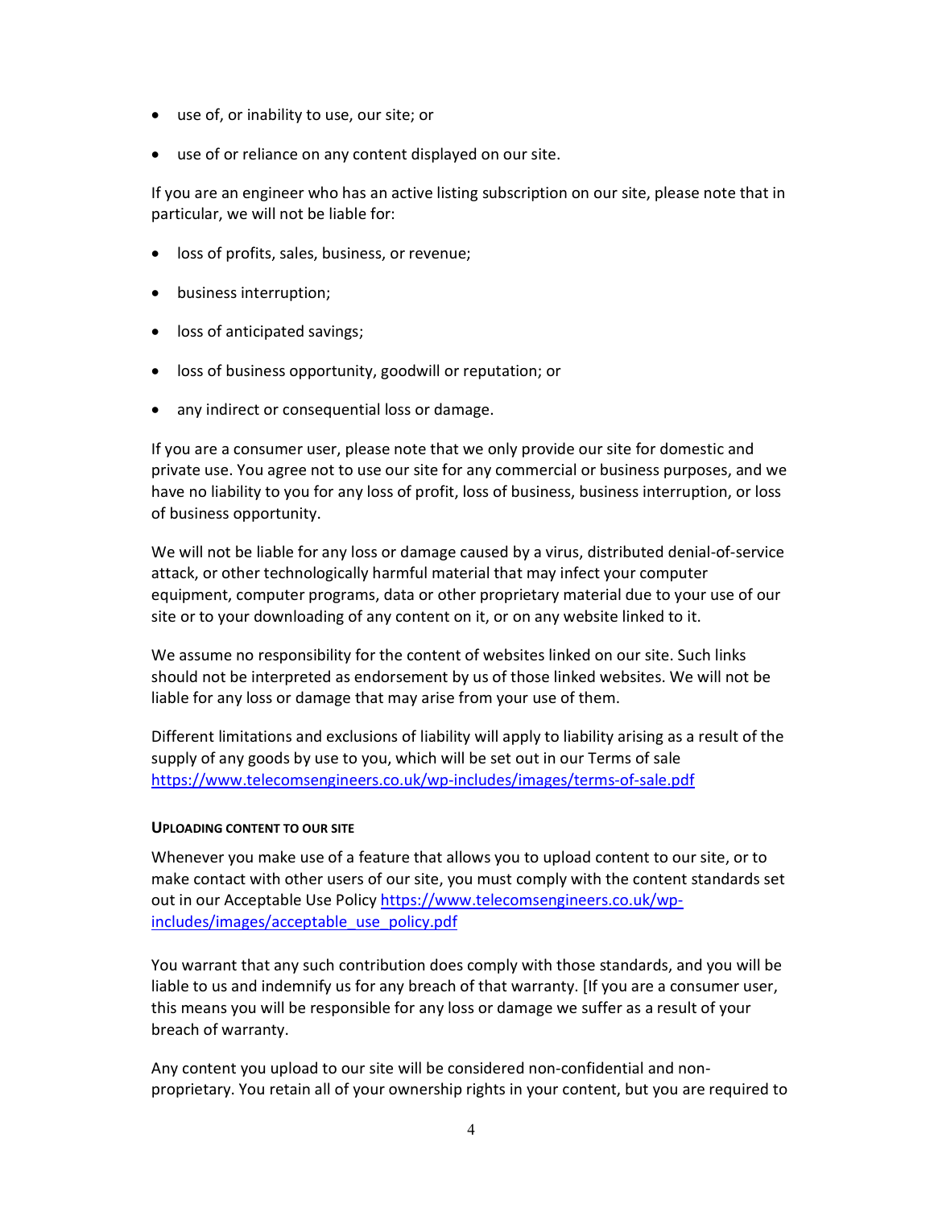- use of, or inability to use, our site; or
- use of or reliance on any content displayed on our site.

If you are an engineer who has an active listing subscription on our site, please note that in particular, we will not be liable for:

- loss of profits, sales, business, or revenue;
- business interruption;
- loss of anticipated savings;
- loss of business opportunity, goodwill or reputation; or
- any indirect or consequential loss or damage.

If you are a consumer user, please note that we only provide our site for domestic and private use. You agree not to use our site for any commercial or business purposes, and we have no liability to you for any loss of profit, loss of business, business interruption, or loss of business opportunity.

We will not be liable for any loss or damage caused by a virus, distributed denial-of-service attack, or other technologically harmful material that may infect your computer equipment, computer programs, data or other proprietary material due to your use of our site or to your downloading of any content on it, or on any website linked to it.

We assume no responsibility for the content of websites linked on our site. Such links should not be interpreted as endorsement by us of those linked websites. We will not be liable for any loss or damage that may arise from your use of them.

Different limitations and exclusions of liability will apply to liability arising as a result of the supply of any goods by use to you, which will be set out in our Terms of sale https://www.telecomsengineers.co.uk/wp-includes/images/terms-of-sale.pdf

#### UPLOADING CONTENT TO OUR SITE

Whenever you make use of a feature that allows you to upload content to our site, or to make contact with other users of our site, you must comply with the content standards set out in our Acceptable Use Policy https://www.telecomsengineers.co.uk/wp-includes/images/acceptable_use_policy.pdf

You warrant that any such contribution does comply with those standards, and you will be liable to us and indemnify us for any breach of that warranty. [If you are a consumer user, this means you will be responsible for any loss or damage we suffer as a result of your breach of warranty.

Any content you upload to our site will be considered non-confidential and non-proprietary. You retain all of your ownership rights in your content, but you are required to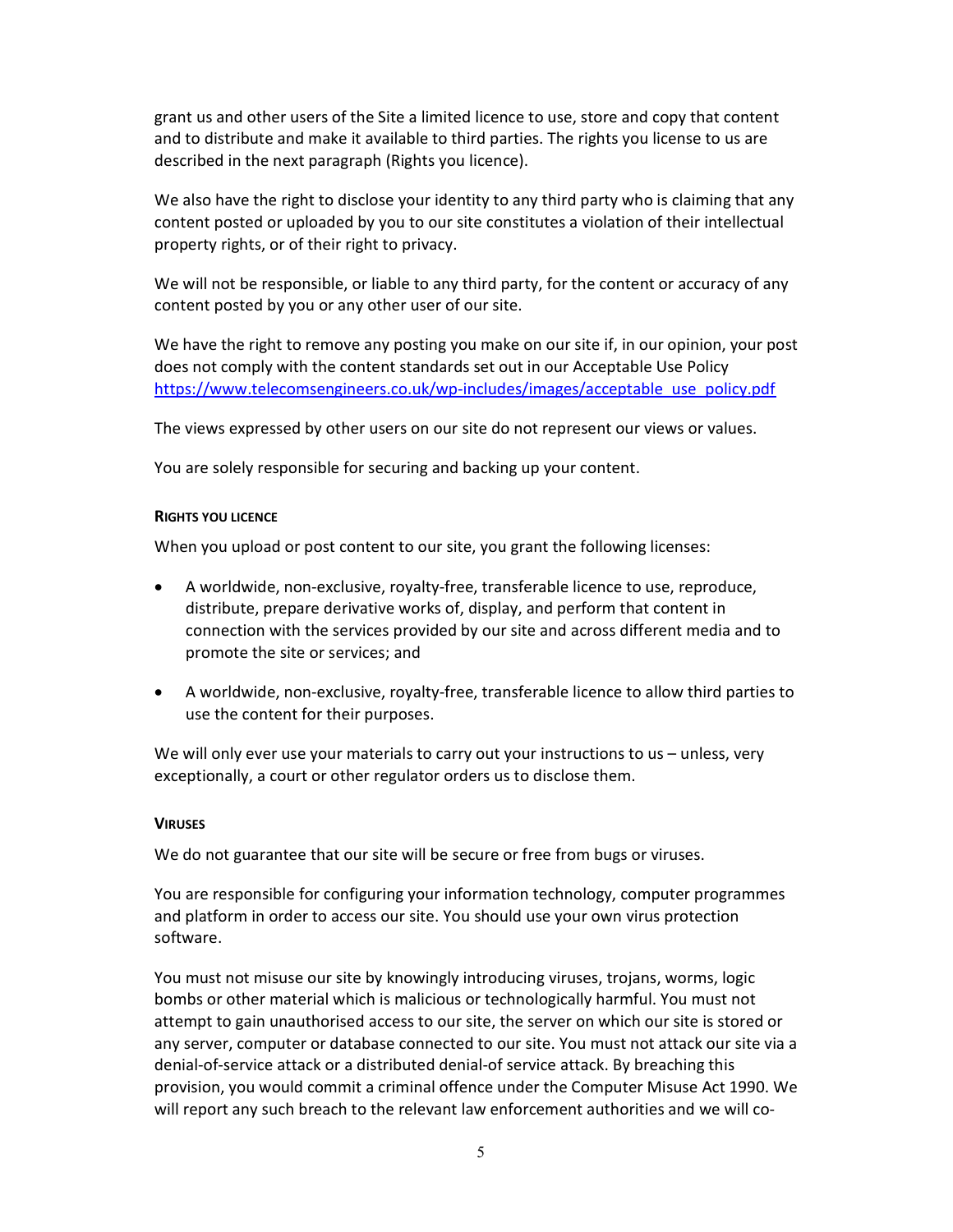grant us and other users of the Site a limited licence to use, store and copy that content and to distribute and make it available to third parties. The rights you license to us are described in the next paragraph (Rights you licence).

We also have the right to disclose your identity to any third party who is claiming that any content posted or uploaded by you to our site constitutes a violation of their intellectual property rights, or of their right to privacy.

We will not be responsible, or liable to any third party, for the content or accuracy of any content posted by you or any other user of our site.

We have the right to remove any posting you make on our site if, in our opinion, your post does not comply with the content standards set out in our Acceptable Use Policy https://www.telecomsengineers.co.uk/wp-includes/images/acceptable_use_policy.pdf

The views expressed by other users on our site do not represent our views or values.

You are solely responsible for securing and backing up your content.

#### RIGHTS YOU LICENCE

When you upload or post content to our site, you grant the following licenses:

- A worldwide, non-exclusive, royalty-free, transferable licence to use, reproduce, distribute, prepare derivative works of, display, and perform that content in connection with the services provided by our site and across different media and to promote the site or services; and
- A worldwide, non-exclusive, royalty-free, transferable licence to allow third parties to use the content for their purposes.

We will only ever use your materials to carry out your instructions to us – unless, very exceptionally, a court or other regulator orders us to disclose them.

#### VIRUSES

We do not guarantee that our site will be secure or free from bugs or viruses.

You are responsible for configuring your information technology, computer programmes and platform in order to access our site. You should use your own virus protection software.

You must not misuse our site by knowingly introducing viruses, trojans, worms, logic bombs or other material which is malicious or technologically harmful. You must not attempt to gain unauthorised access to our site, the server on which our site is stored or any server, computer or database connected to our site. You must not attack our site via a denial-of-service attack or a distributed denial-of service attack. By breaching this provision, you would commit a criminal offence under the Computer Misuse Act 1990. We will report any such breach to the relevant law enforcement authorities and we will co-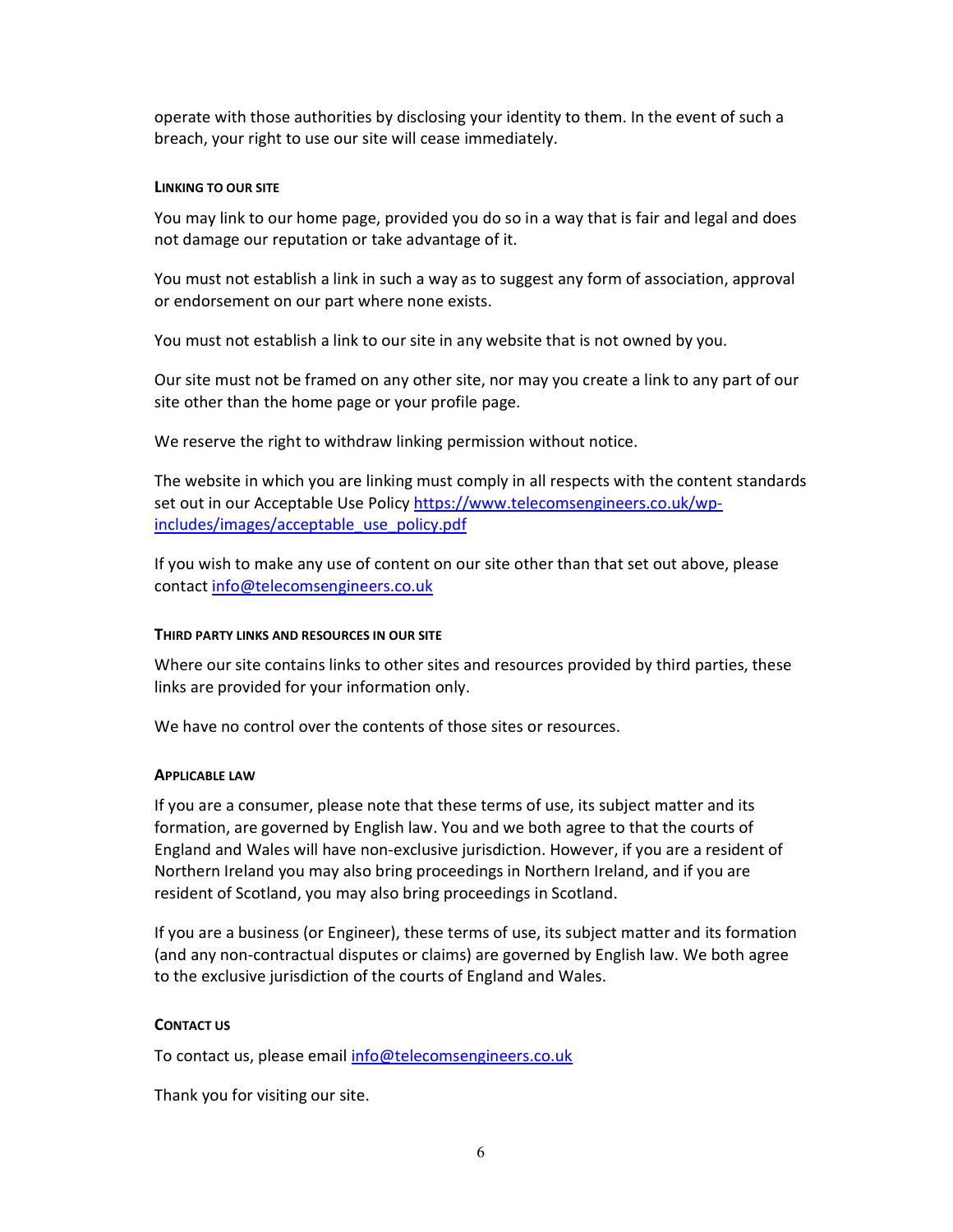operate with those authorities by disclosing your identity to them. In the event of such a breach, your right to use our site will cease immediately.

#### LINKING TO OUR SITE

You may link to our home page, provided you do so in a way that is fair and legal and does not damage our reputation or take advantage of it.

You must not establish a link in such a way as to suggest any form of association, approval or endorsement on our part where none exists.

You must not establish a link to our site in any website that is not owned by you.

Our site must not be framed on any other site, nor may you create a link to any part of our site other than the home page or your profile page.

We reserve the right to withdraw linking permission without notice.

The website in which you are linking must comply in all respects with the content standards set out in our Acceptable Use Policy [https://www.telecomsengineers.co.uk/wp-includes/images/acceptable_use_policy.pdf](https://www.telecomsengineers.co.uk/wp-includes/images/acceptable_use_policy.pdf)

If you wish to make any use of content on our site other than that set out above, please contact [info@telecomsengineers.co.uk](mailto:info@telecomsengineers.co.uk)

#### THIRD PARTY LINKS AND RESOURCES IN OUR SITE

Where our site contains links to other sites and resources provided by third parties, these links are provided for your information only.

We have no control over the contents of those sites or resources.

#### APPLICABLE LAW

If you are a consumer, please note that these terms of use, its subject matter and its formation, are governed by English law. You and we both agree to that the courts of England and Wales will have non-exclusive jurisdiction. However, if you are a resident of Northern Ireland you may also bring proceedings in Northern Ireland, and if you are resident of Scotland, you may also bring proceedings in Scotland.

If you are a business (or Engineer), these terms of use, its subject matter and its formation (and any non-contractual disputes or claims) are governed by English law. We both agree to the exclusive jurisdiction of the courts of England and Wales.

#### CONTACT US

To contact us, please email [info@telecomsengineers.co.uk](mailto:info@telecomsengineers.co.uk)

Thank you for visiting our site.